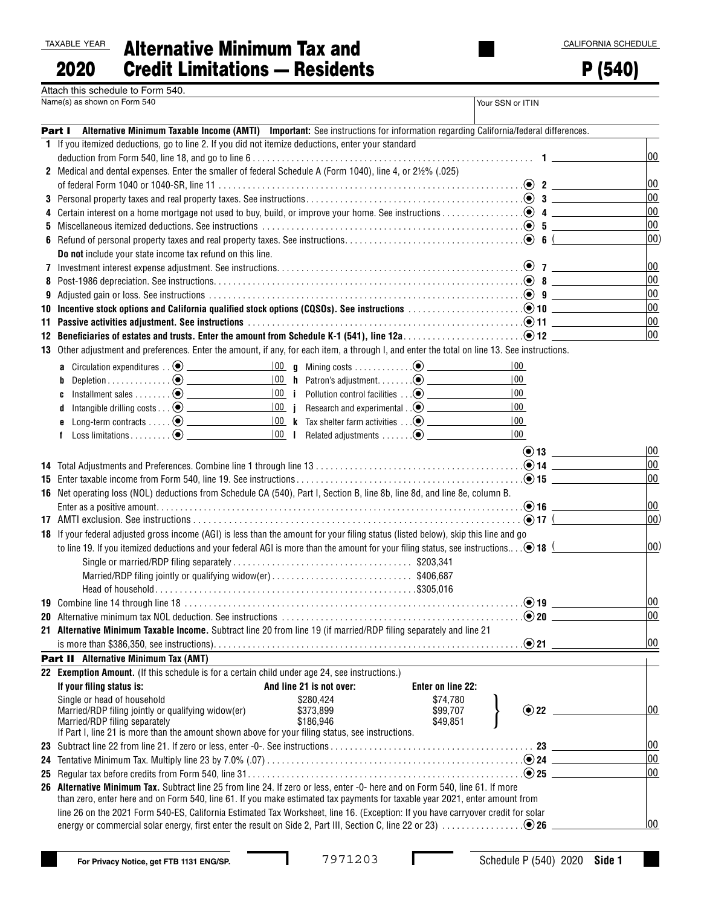TAXABLE YEAR

**2020**

# Alternative Minimum Tax and Credit Limitations — Residents

CALIFORNIA SCHEDULE

# P (540)

Attach this schedule to Form 540.

| Name(s) as shown on Form 540 | Your SSN or ITIN |
|---|---|
| | |

## Part I Alternative Minimum Taxable Income (AMTI)

**Important:** See instructions for information regarding California/federal differences.

| Line | Description | Line No. | Amount |
|---|---|---|---|
| 1 | If you itemized deductions, go to line 2. If you did not itemize deductions, enter your standard deduction from Form 540, line 18, and go to line 6 | 1 | 00 |
| 2 | Medical and dental expenses. Enter the smaller of federal Schedule A (Form 1040), line 4, or 2½% (.025) of federal Form 1040 or 1040-SR, line 11 | 2 | 00 |
| 3 | Personal property taxes and real property taxes. See instructions | 3 | 00 |
| 4 | Certain interest on a home mortgage not used to buy, build, or improve your home. See instructions | 4 | 00 |
| 5 | Miscellaneous itemized deductions. See instructions | 5 | 00 |
| 6 | Refund of personal property taxes and real property taxes. See instructions. **Do not** include your state income tax refund on this line. | 6 | ( 00) |
| 7 | Investment interest expense adjustment. See instructions | 7 | 00 |
| 8 | Post-1986 depreciation. See instructions | 8 | 00 |
| 9 | Adjusted gain or loss. See instructions | 9 | 00 |
| 10 | **Incentive stock options and California qualified stock options (CQSOs). See instructions** | 10 | 00 |
| 11 | **Passive activities adjustment. See instructions** | 11 | 00 |
| 12 | **Beneficiaries of estates and trusts. Enter the amount from Schedule K-1 (541), line 12a** | 12 | 00 |

**13** Other adjustment and preferences. Enter the amount, if any, for each item, a through l, and enter the total on line 13. See instructions.

| | Item | Amount | | Item | Amount |
|---|---|---|---|---|---|
| a | Circulation expenditures | 00 | g | Mining costs | 00 |
| b | Depletion | 00 | h | Patron's adjustment | 00 |
| c | Installment sales | 00 | i | Pollution control facilities | 00 |
| d | Intangible drilling costs | 00 | j | Research and experimental | 00 |
| e | Long-term contracts | 00 | k | Tax shelter farm activities | 00 |
| f | Loss limitations | 00 | l | Related adjustments | 00 |

| Line | Description | Line No. | Amount |
|---|---|---|---|
| | | 13 | 00 |
| 14 | Total Adjustments and Preferences. Combine line 1 through line 13 | 14 | 00 |
| 15 | Enter taxable income from Form 540, line 19. See instructions | 15 | 00 |
| 16 | Net operating loss (NOL) deductions from Schedule CA (540), Part I, Section B, line 8b, line 8d, and line 8e, column B. Enter as a positive amount | 16 | 00 |
| 17 | AMTI exclusion. See instructions | 17 | ( 00) |
| 18 | If your federal adjusted gross income (AGI) is less than the amount for your filing status (listed below), skip this line and go to line 19. If you itemized deductions and your federal AGI is more than the amount for your filing status, see instructions. Single or married/RDP filing separately $203,341; Married/RDP filing jointly or qualifying widow(er) $406,687; Head of household $305,016 | 18 | ( 00) |
| 19 | Combine line 14 through line 18 | 19 | 00 |
| 20 | Alternative minimum tax NOL deduction. See instructions | 20 | 00 |
| 21 | **Alternative Minimum Taxable Income.** Subtract line 20 from line 19 (if married/RDP filing separately and line 21 is more than $386,350, see instructions) | 21 | 00 |

## Part II Alternative Minimum Tax (AMT)

**22 Exemption Amount.** (If this schedule is for a certain child under age 24, see instructions.)

| If your filing status is: | And line 21 is not over: | Enter on line 22: |
|---|---|---|
| Single or head of household | $280,424 | $74,780 |
| Married/RDP filing jointly or qualifying widow(er) | $373,899 | $99,707 |
| Married/RDP filing separately | $186,946 | $49,851 |

If Part I, line 21 is more than the amount shown above for your filing status, see instructions. — **22** ______ 00

| Line | Description | Line No. | Amount |
|---|---|---|---|
| 23 | Subtract line 22 from line 21. If zero or less, enter -0-. See instructions | 23 | 00 |
| 24 | Tentative Minimum Tax. Multiply line 23 by 7.0% (.07) | 24 | 00 |
| 25 | Regular tax before credits from Form 540, line 31 | 25 | 00 |
| 26 | **Alternative Minimum Tax.** Subtract line 25 from line 24. If zero or less, enter -0- here and on Form 540, line 61. If more than zero, enter here and on Form 540, line 61. If you make estimated tax payments for taxable year 2021, enter amount from line 26 on the 2021 Form 540-ES, California Estimated Tax Worksheet, line 16. (Exception: If you have carryover credit for solar energy or commercial solar energy, first enter the result on Side 2, Part III, Section C, line 22 or 23) | 26 | 00 |

For Privacy Notice, get FTB 1131 ENG/SP.

7971203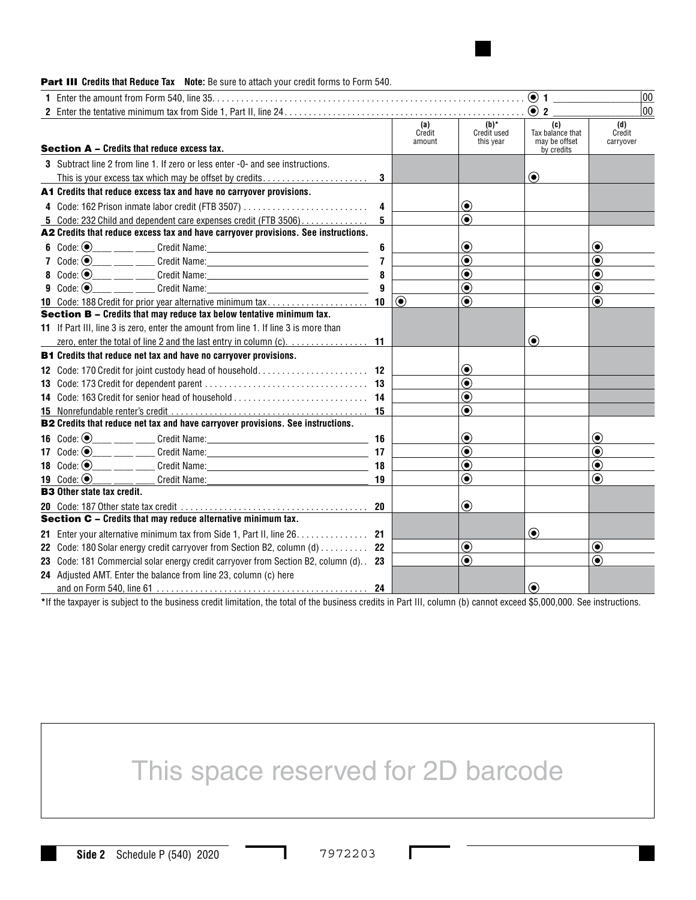**Part III Credits that Reduce Tax** **Note:** Be sure to attach your credit forms to Form 540.

| | | | | | |
|---|---|---|---|---|---|
| 1 Enter the amount from Form 540, line 35 | 1 | | | | 00 |
| 2 Enter the tentative minimum tax from Side 1, Part II, line 24 | 2 | | | | 00 |

| **Section A – Credits that reduce excess tax.** | | (a) Credit amount | (b)* Credit used this year | (c) Tax balance that may be offset by credits | (d) Credit carryover |
|---|---|---|---|---|---|
| 3 Subtract line 2 from line 1. If zero or less enter -0- and see instructions. This is your excess tax which may be offset by credits | 3 | | | | |
| **A1 Credits that reduce excess tax and have no carryover provisions.** | | | | | |
| 4 Code: 162 Prison inmate labor credit (FTB 3507) | 4 | | | | |
| 5 Code: 232 Child and dependent care expenses credit (FTB 3506) | 5 | | | | |
| **A2 Credits that reduce excess tax and have carryover provisions. See instructions.** | | | | | |
| 6 Code: ____ ____ ____ Credit Name: ____ | 6 | | | | |
| 7 Code: ____ ____ ____ Credit Name: ____ | 7 | | | | |
| 8 Code: ____ ____ ____ Credit Name: ____ | 8 | | | | |
| 9 Code: ____ ____ ____ Credit Name: ____ | 9 | | | | |
| 10 Code: 188 Credit for prior year alternative minimum tax | 10 | | | | |
| **Section B – Credits that may reduce tax below tentative minimum tax.** | | | | | |
| 11 If Part III, line 3 is zero, enter the amount from line 1. If line 3 is more than zero, enter the total of line 2 and the last entry in column (c). | 11 | | | | |
| **B1 Credits that reduce net tax and have no carryover provisions.** | | | | | |
| 12 Code: 170 Credit for joint custody head of household | 12 | | | | |
| 13 Code: 173 Credit for dependent parent | 13 | | | | |
| 14 Code: 163 Credit for senior head of household | 14 | | | | |
| 15 Nonrefundable renter's credit | 15 | | | | |
| **B2 Credits that reduce net tax and have carryover provisions. See instructions.** | | | | | |
| 16 Code: ____ ____ ____ Credit Name: ____ | 16 | | | | |
| 17 Code: ____ ____ ____ Credit Name: ____ | 17 | | | | |
| 18 Code: ____ ____ ____ Credit Name: ____ | 18 | | | | |
| 19 Code: ____ ____ ____ Credit Name: ____ | 19 | | | | |
| **B3 Other state tax credit.** | | | | | |
| 20 Code: 187 Other state tax credit | 20 | | | | |
| **Section C – Credits that may reduce alternative minimum tax.** | | | | | |
| 21 Enter your alternative minimum tax from Side 1, Part II, line 26 | 21 | | | | |
| 22 Code: 180 Solar energy credit carryover from Section B2, column (d) | 22 | | | | |
| 23 Code: 181 Commercial solar energy credit carryover from Section B2, column (d) | 23 | | | | |
| 24 Adjusted AMT. Enter the balance from line 23, column (c) here and on Form 540, line 61 | 24 | | | | |

*If the taxpayer is subject to the business credit limitation, the total of the business credits in Part III, column (b) cannot exceed $5,000,000. See instructions.

This space reserved for 2D barcode

Side 2 Schedule P (540) 2020

7972203